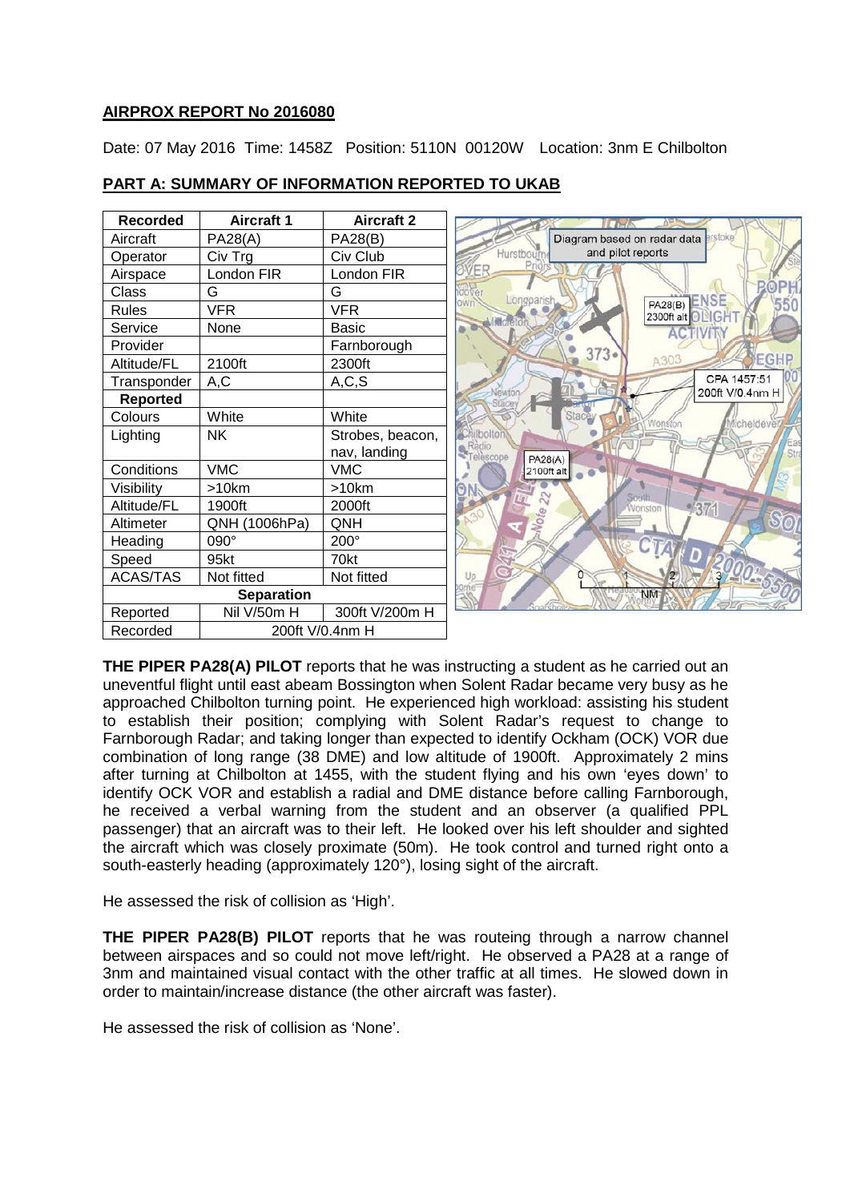**AIRPROX REPORT No 2016080**

Date: 07 May 2016 Time: 1458Z Position: 5110N 00120W Location: 3nm E Chilbolton

**PART A: SUMMARY OF INFORMATION REPORTED TO UKAB**

| Recorded | Aircraft 1 | Aircraft 2 |
|---|---|---|
| Aircraft | PA28(A) | PA28(B) |
| Operator | Civ Trg | Civ Club |
| Airspace | London FIR | London FIR |
| Class | G | G |
| Rules | VFR | VFR |
| Service | None | Basic |
| Provider | | Farnborough |
| Altitude/FL | 2100ft | 2300ft |
| Transponder | A,C | A,C,S |
| **Reported** | | |
| Colours | White | White |
| Lighting | NK | Strobes, beacon, nav, landing |
| Conditions | VMC | VMC |
| Visibility | >10km | >10km |
| Altitude/FL | 1900ft | 2000ft |
| Altimeter | QNH (1006hPa) | QNH |
| Heading | 090° | 200° |
| Speed | 95kt | 70kt |
| ACAS/TAS | Not fitted | Not fitted |
| **Separation** | | |
| Reported | Nil V/50m H | 300ft V/200m H |
| Recorded | 200ft V/0.4nm H | |

Diagram based on radar data and pilot reports

**THE PIPER PA28(A) PILOT** reports that he was instructing a student as he carried out an uneventful flight until east abeam Bossington when Solent Radar became very busy as he approached Chilbolton turning point. He experienced high workload: assisting his student to establish their position; complying with Solent Radar's request to change to Farnborough Radar; and taking longer than expected to identify Ockham (OCK) VOR due combination of long range (38 DME) and low altitude of 1900ft. Approximately 2 mins after turning at Chilbolton at 1455, with the student flying and his own 'eyes down' to identify OCK VOR and establish a radial and DME distance before calling Farnborough, he received a verbal warning from the student and an observer (a qualified PPL passenger) that an aircraft was to their left. He looked over his left shoulder and sighted the aircraft which was closely proximate (50m). He took control and turned right onto a south-easterly heading (approximately 120°), losing sight of the aircraft.

He assessed the risk of collision as 'High'.

**THE PIPER PA28(B) PILOT** reports that he was routeing through a narrow channel between airspaces and so could not move left/right. He observed a PA28 at a range of 3nm and maintained visual contact with the other traffic at all times. He slowed down in order to maintain/increase distance (the other aircraft was faster).

He assessed the risk of collision as 'None'.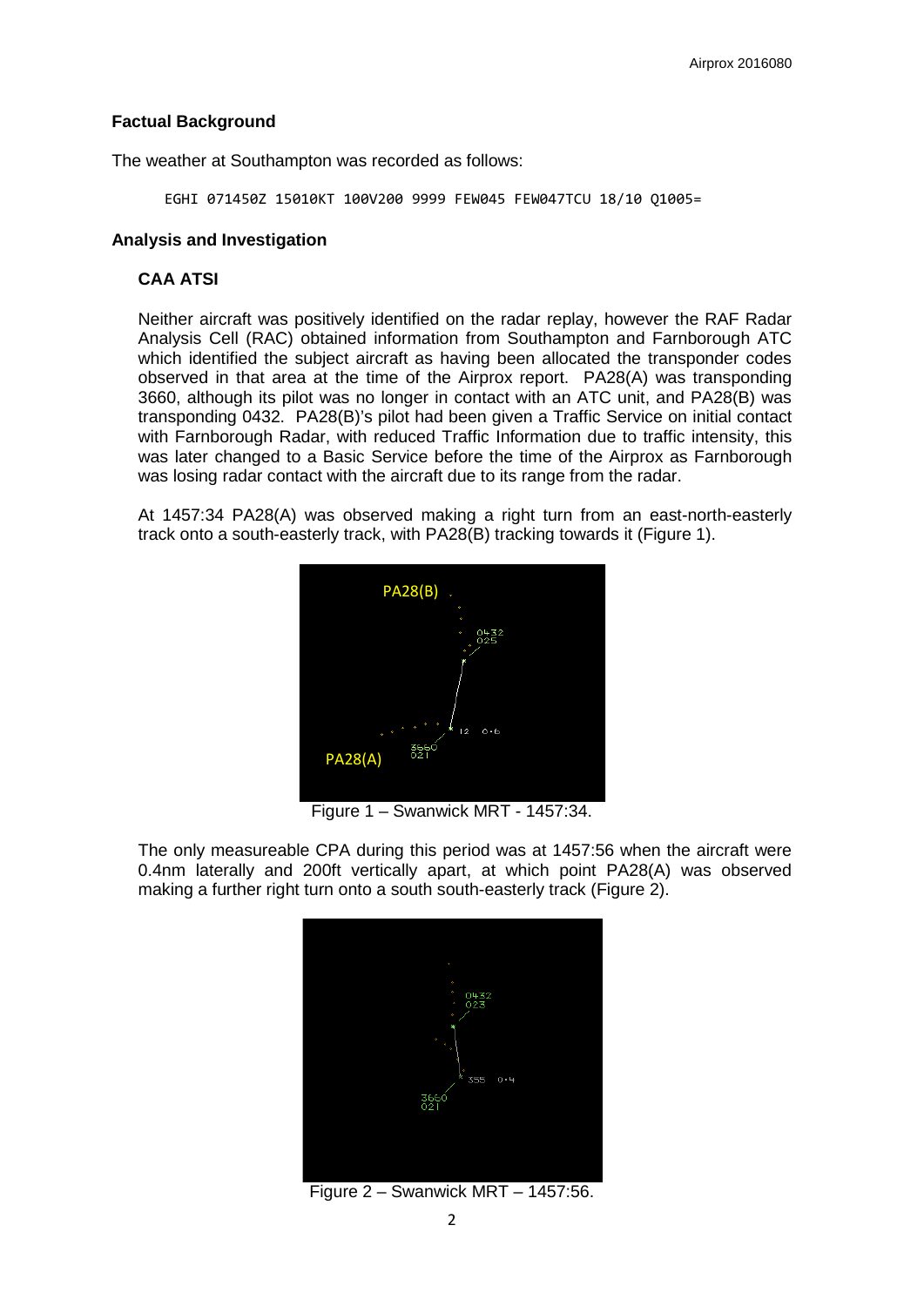## Factual Background

The weather at Southampton was recorded as follows:

```
EGHI 071450Z 15010KT 100V200 9999 FEW045 FEW047TCU 18/10 Q1005=
```

## Analysis and Investigation

### CAA ATSI

Neither aircraft was positively identified on the radar replay, however the RAF Radar Analysis Cell (RAC) obtained information from Southampton and Farnborough ATC which identified the subject aircraft as having been allocated the transponder codes observed in that area at the time of the Airprox report. PA28(A) was transponding 3660, although its pilot was no longer in contact with an ATC unit, and PA28(B) was transponding 0432. PA28(B)'s pilot had been given a Traffic Service on initial contact with Farnborough Radar, with reduced Traffic Information due to traffic intensity, this was later changed to a Basic Service before the time of the Airprox as Farnborough was losing radar contact with the aircraft due to its range from the radar.

At 1457:34 PA28(A) was observed making a right turn from an east-north-easterly track onto a south-easterly track, with PA28(B) tracking towards it (Figure 1).

Figure 1 – Swanwick MRT - 1457:34.

The only measureable CPA during this period was at 1457:56 when the aircraft were 0.4nm laterally and 200ft vertically apart, at which point PA28(A) was observed making a further right turn onto a south south-easterly track (Figure 2).

Figure 2 – Swanwick MRT – 1457:56.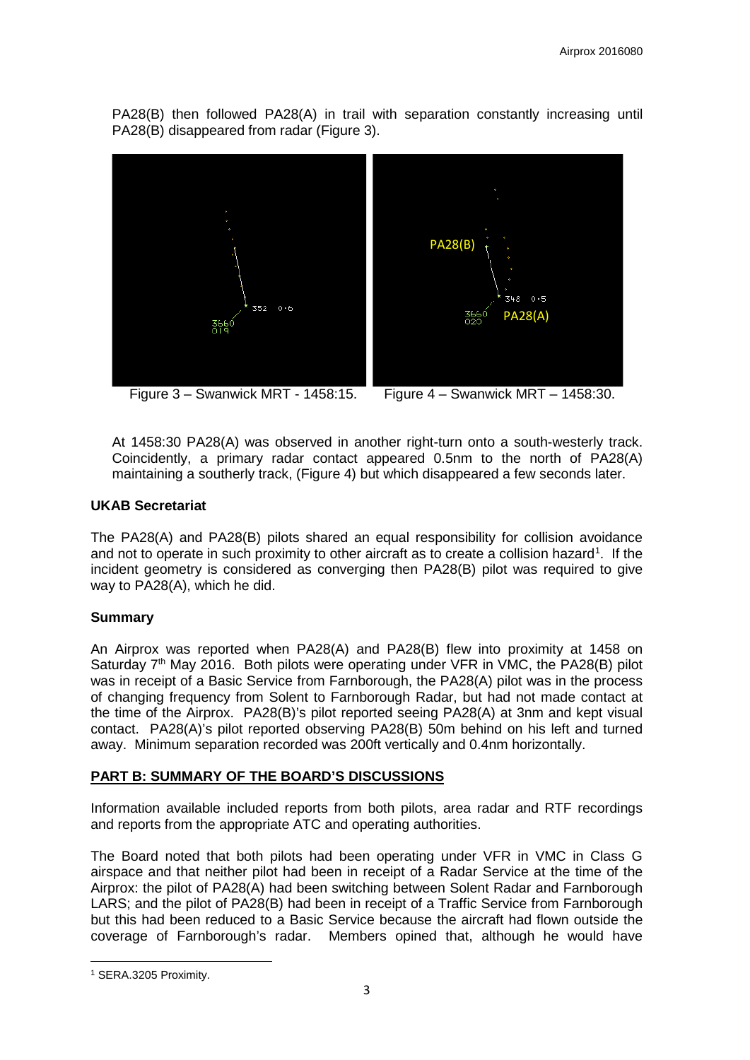PA28(B) then followed PA28(A) in trail with separation constantly increasing until PA28(B) disappeared from radar (Figure 3).

Figure 3 – Swanwick MRT - 1458:15.

Figure 4 – Swanwick MRT – 1458:30.

At 1458:30 PA28(A) was observed in another right-turn onto a south-westerly track. Coincidently, a primary radar contact appeared 0.5nm to the north of PA28(A) maintaining a southerly track, (Figure 4) but which disappeared a few seconds later.

**UKAB Secretariat**

The PA28(A) and PA28(B) pilots shared an equal responsibility for collision avoidance and not to operate in such proximity to other aircraft as to create a collision hazard[1]. If the incident geometry is considered as converging then PA28(B) pilot was required to give way to PA28(A), which he did.

**Summary**

An Airprox was reported when PA28(A) and PA28(B) flew into proximity at 1458 on Saturday 7th May 2016. Both pilots were operating under VFR in VMC, the PA28(B) pilot was in receipt of a Basic Service from Farnborough, the PA28(A) pilot was in the process of changing frequency from Solent to Farnborough Radar, but had not made contact at the time of the Airprox. PA28(B)'s pilot reported seeing PA28(A) at 3nm and kept visual contact. PA28(A)'s pilot reported observing PA28(B) 50m behind on his left and turned away. Minimum separation recorded was 200ft vertically and 0.4nm horizontally.

## PART B: SUMMARY OF THE BOARD'S DISCUSSIONS

Information available included reports from both pilots, area radar and RTF recordings and reports from the appropriate ATC and operating authorities.

The Board noted that both pilots had been operating under VFR in VMC in Class G airspace and that neither pilot had been in receipt of a Radar Service at the time of the Airprox: the pilot of PA28(A) had been switching between Solent Radar and Farnborough LARS; and the pilot of PA28(B) had been in receipt of a Traffic Service from Farnborough but this had been reduced to a Basic Service because the aircraft had flown outside the coverage of Farnborough's radar. Members opined that, although he would have

[1] SERA.3205 Proximity.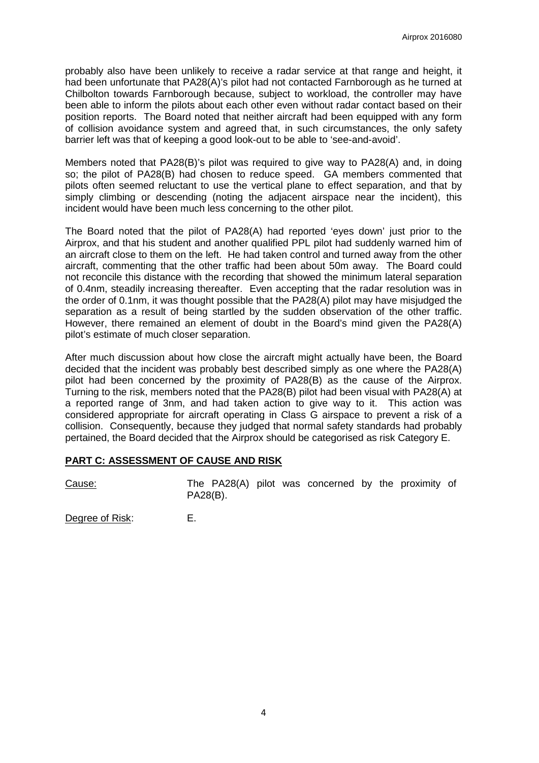probably also have been unlikely to receive a radar service at that range and height, it had been unfortunate that PA28(A)'s pilot had not contacted Farnborough as he turned at Chilbolton towards Farnborough because, subject to workload, the controller may have been able to inform the pilots about each other even without radar contact based on their position reports. The Board noted that neither aircraft had been equipped with any form of collision avoidance system and agreed that, in such circumstances, the only safety barrier left was that of keeping a good look-out to be able to 'see-and-avoid'.

Members noted that PA28(B)'s pilot was required to give way to PA28(A) and, in doing so; the pilot of PA28(B) had chosen to reduce speed. GA members commented that pilots often seemed reluctant to use the vertical plane to effect separation, and that by simply climbing or descending (noting the adjacent airspace near the incident), this incident would have been much less concerning to the other pilot.

The Board noted that the pilot of PA28(A) had reported 'eyes down' just prior to the Airprox, and that his student and another qualified PPL pilot had suddenly warned him of an aircraft close to them on the left. He had taken control and turned away from the other aircraft, commenting that the other traffic had been about 50m away. The Board could not reconcile this distance with the recording that showed the minimum lateral separation of 0.4nm, steadily increasing thereafter. Even accepting that the radar resolution was in the order of 0.1nm, it was thought possible that the PA28(A) pilot may have misjudged the separation as a result of being startled by the sudden observation of the other traffic. However, there remained an element of doubt in the Board's mind given the PA28(A) pilot's estimate of much closer separation.

After much discussion about how close the aircraft might actually have been, the Board decided that the incident was probably best described simply as one where the PA28(A) pilot had been concerned by the proximity of PA28(B) as the cause of the Airprox. Turning to the risk, members noted that the PA28(B) pilot had been visual with PA28(A) at a reported range of 3nm, and had taken action to give way to it. This action was considered appropriate for aircraft operating in Class G airspace to prevent a risk of a collision. Consequently, because they judged that normal safety standards had probably pertained, the Board decided that the Airprox should be categorised as risk Category E.

## PART C: ASSESSMENT OF CAUSE AND RISK

Cause: The PA28(A) pilot was concerned by the proximity of PA28(B).

Degree of Risk: E.